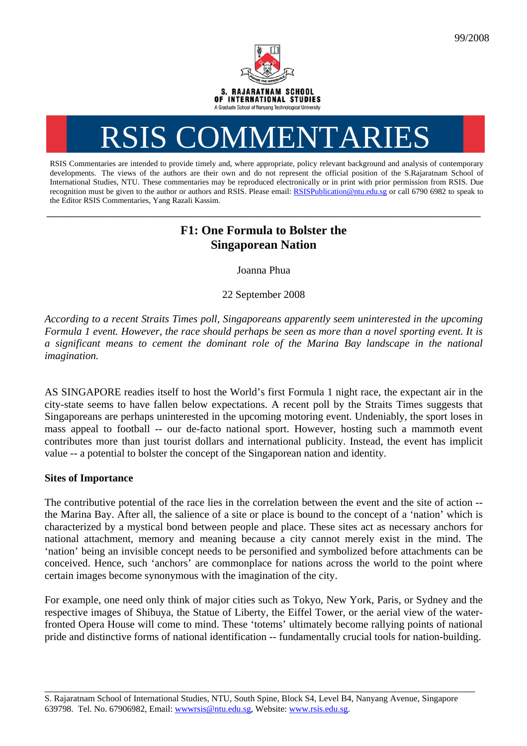99/2008

S. RAJARATNAM SCHOOL OF INTERNATIONAL STUDIES
A Graduate School of Nanyang Technological University

# RSIS COMMENTARIES

RSIS Commentaries are intended to provide timely and, where appropriate, policy relevant background and analysis of contemporary developments. The views of the authors are their own and do not represent the official position of the S.Rajaratnam School of International Studies, NTU. These commentaries may be reproduced electronically or in print with prior permission from RSIS. Due recognition must be given to the author or authors and RSIS. Please email: RSISPublication@ntu.edu.sg or call 6790 6982 to speak to the Editor RSIS Commentaries, Yang Razali Kassim.

---

## F1: One Formula to Bolster the Singaporean Nation

Joanna Phua

22 September 2008

*According to a recent Straits Times poll, Singaporeans apparently seem uninterested in the upcoming Formula 1 event. However, the race should perhaps be seen as more than a novel sporting event. It is a significant means to cement the dominant role of the Marina Bay landscape in the national imagination.*

AS SINGAPORE readies itself to host the World's first Formula 1 night race, the expectant air in the city-state seems to have fallen below expectations. A recent poll by the Straits Times suggests that Singaporeans are perhaps uninterested in the upcoming motoring event. Undeniably, the sport loses in mass appeal to football -- our de-facto national sport. However, hosting such a mammoth event contributes more than just tourist dollars and international publicity. Instead, the event has implicit value -- a potential to bolster the concept of the Singaporean nation and identity.

**Sites of Importance**

The contributive potential of the race lies in the correlation between the event and the site of action -- the Marina Bay. After all, the salience of a site or place is bound to the concept of a 'nation' which is characterized by a mystical bond between people and place. These sites act as necessary anchors for national attachment, memory and meaning because a city cannot merely exist in the mind. The 'nation' being an invisible concept needs to be personified and symbolized before attachments can be conceived. Hence, such 'anchors' are commonplace for nations across the world to the point where certain images become synonymous with the imagination of the city.

For example, one need only think of major cities such as Tokyo, New York, Paris, or Sydney and the respective images of Shibuya, the Statue of Liberty, the Eiffel Tower, or the aerial view of the water-fronted Opera House will come to mind. These 'totems' ultimately become rallying points of national pride and distinctive forms of national identification -- fundamentally crucial tools for nation-building.

---

S. Rajaratnam School of International Studies, NTU, South Spine, Block S4, Level B4, Nanyang Avenue, Singapore 639798. Tel. No. 67906982, Email: wwwrsis@ntu.edu.sg, Website: www.rsis.edu.sg.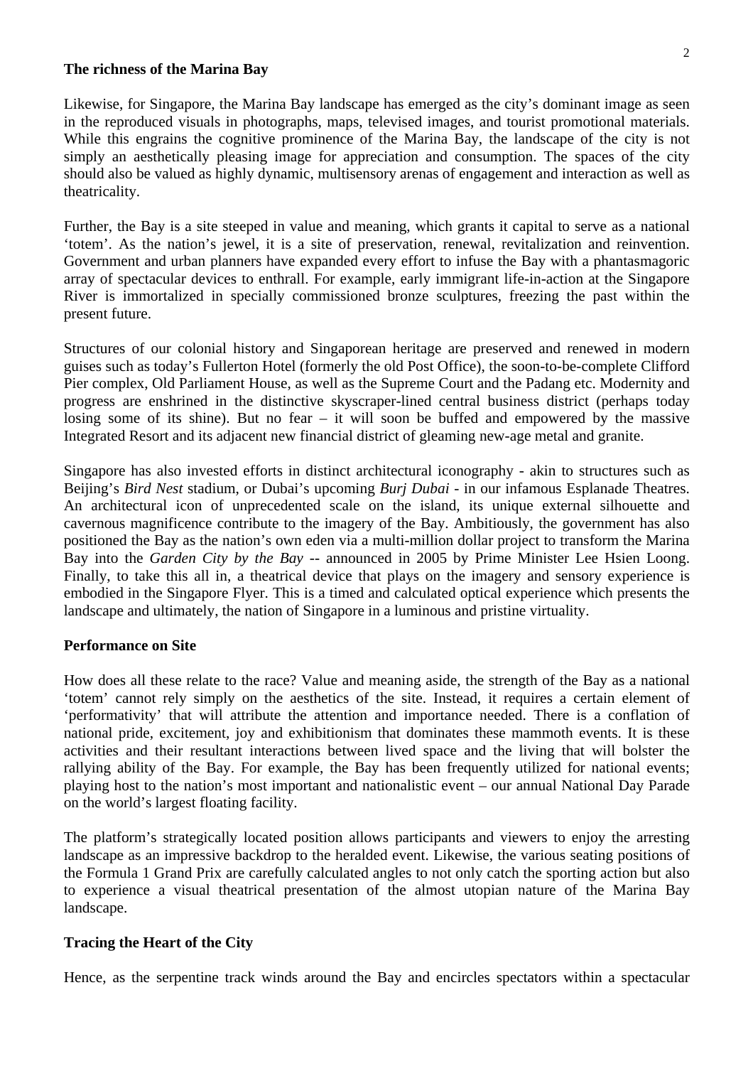### The richness of the Marina Bay

Likewise, for Singapore, the Marina Bay landscape has emerged as the city's dominant image as seen in the reproduced visuals in photographs, maps, televised images, and tourist promotional materials. While this engrains the cognitive prominence of the Marina Bay, the landscape of the city is not simply an aesthetically pleasing image for appreciation and consumption. The spaces of the city should also be valued as highly dynamic, multisensory arenas of engagement and interaction as well as theatricality.

Further, the Bay is a site steeped in value and meaning, which grants it capital to serve as a national 'totem'. As the nation's jewel, it is a site of preservation, renewal, revitalization and reinvention. Government and urban planners have expanded every effort to infuse the Bay with a phantasmagoric array of spectacular devices to enthrall. For example, early immigrant life-in-action at the Singapore River is immortalized in specially commissioned bronze sculptures, freezing the past within the present future.

Structures of our colonial history and Singaporean heritage are preserved and renewed in modern guises such as today's Fullerton Hotel (formerly the old Post Office), the soon-to-be-complete Clifford Pier complex, Old Parliament House, as well as the Supreme Court and the Padang etc. Modernity and progress are enshrined in the distinctive skyscraper-lined central business district (perhaps today losing some of its shine). But no fear – it will soon be buffed and empowered by the massive Integrated Resort and its adjacent new financial district of gleaming new-age metal and granite.

Singapore has also invested efforts in distinct architectural iconography - akin to structures such as Beijing's *Bird Nest* stadium, or Dubai's upcoming *Burj Dubai* - in our infamous Esplanade Theatres. An architectural icon of unprecedented scale on the island, its unique external silhouette and cavernous magnificence contribute to the imagery of the Bay. Ambitiously, the government has also positioned the Bay as the nation's own eden via a multi-million dollar project to transform the Marina Bay into the *Garden City by the Bay* -- announced in 2005 by Prime Minister Lee Hsien Loong. Finally, to take this all in, a theatrical device that plays on the imagery and sensory experience is embodied in the Singapore Flyer. This is a timed and calculated optical experience which presents the landscape and ultimately, the nation of Singapore in a luminous and pristine virtuality.

### Performance on Site

How does all these relate to the race? Value and meaning aside, the strength of the Bay as a national 'totem' cannot rely simply on the aesthetics of the site. Instead, it requires a certain element of 'performativity' that will attribute the attention and importance needed. There is a conflation of national pride, excitement, joy and exhibitionism that dominates these mammoth events. It is these activities and their resultant interactions between lived space and the living that will bolster the rallying ability of the Bay. For example, the Bay has been frequently utilized for national events; playing host to the nation's most important and nationalistic event – our annual National Day Parade on the world's largest floating facility.

The platform's strategically located position allows participants and viewers to enjoy the arresting landscape as an impressive backdrop to the heralded event. Likewise, the various seating positions of the Formula 1 Grand Prix are carefully calculated angles to not only catch the sporting action but also to experience a visual theatrical presentation of the almost utopian nature of the Marina Bay landscape.

### Tracing the Heart of the City

Hence, as the serpentine track winds around the Bay and encircles spectators within a spectacular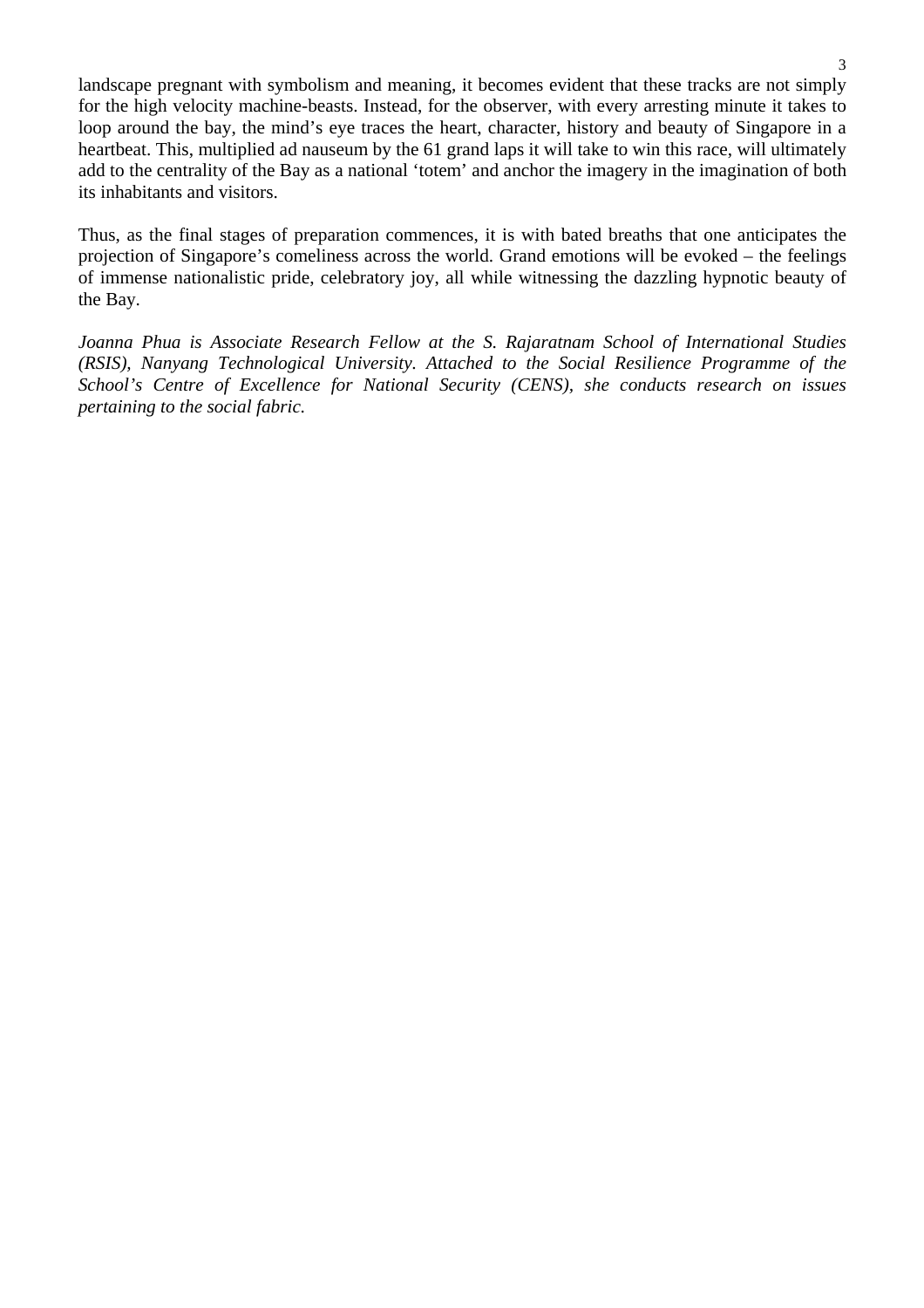landscape pregnant with symbolism and meaning, it becomes evident that these tracks are not simply for the high velocity machine-beasts. Instead, for the observer, with every arresting minute it takes to loop around the bay, the mind's eye traces the heart, character, history and beauty of Singapore in a heartbeat. This, multiplied ad nauseum by the 61 grand laps it will take to win this race, will ultimately add to the centrality of the Bay as a national 'totem' and anchor the imagery in the imagination of both its inhabitants and visitors.

Thus, as the final stages of preparation commences, it is with bated breaths that one anticipates the projection of Singapore's comeliness across the world. Grand emotions will be evoked – the feelings of immense nationalistic pride, celebratory joy, all while witnessing the dazzling hypnotic beauty of the Bay.

*Joanna Phua is Associate Research Fellow at the S. Rajaratnam School of International Studies (RSIS), Nanyang Technological University. Attached to the Social Resilience Programme of the School's Centre of Excellence for National Security (CENS), she conducts research on issues pertaining to the social fabric.*